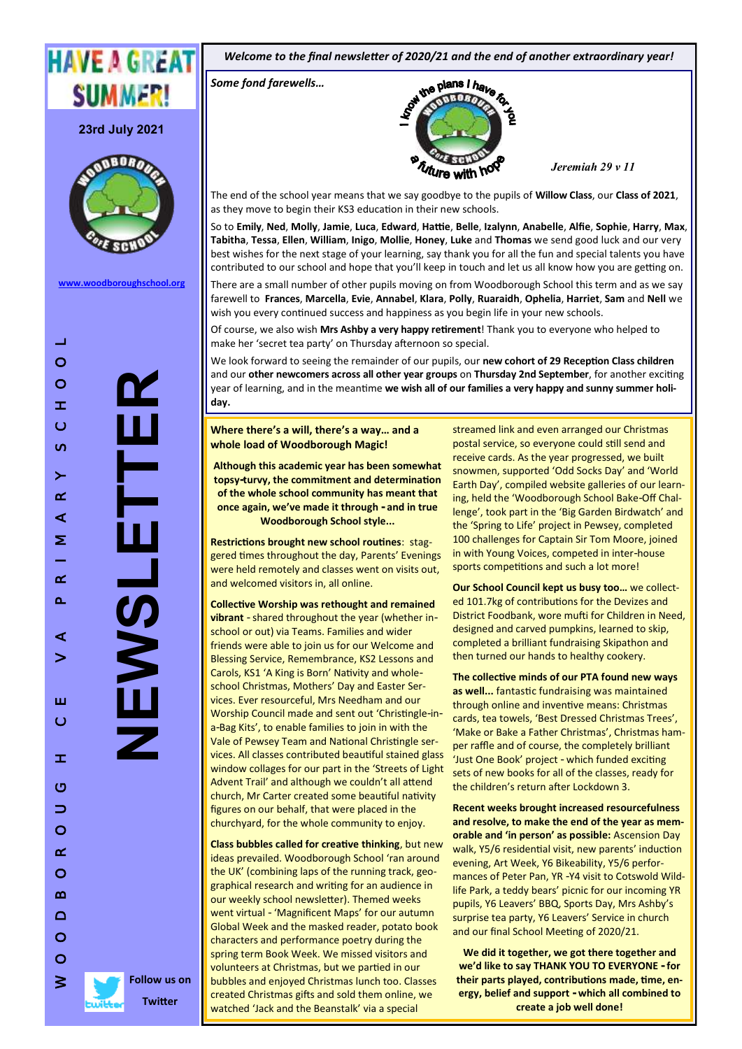# HAVE A GREAT SUMMER!

**23rd July 2021**

www.woodboroughschool.org

WOODBOROUGH CE VA PRIMARY SCHOOL

# NEWSLETTER

Follow us on Twitter

*Welcome to the final newsletter of 2020/21 and the end of another extraordinary year!*

*Some fond farewells…*

I know the plans I have for you — a future with hope

*Jeremiah 29 v 11*

The end of the school year means that we say goodbye to the pupils of **Willow Class**, our **Class of 2021**, as they move to begin their KS3 education in their new schools.

So to **Emily**, **Ned**, **Molly**, **Jamie**, **Luca**, **Edward**, **Hattie**, **Belle**, **Izalynn**, **Anabelle**, **Alfie**, **Sophie**, **Harry**, **Max**, **Tabitha**, **Tessa**, **Ellen**, **William**, **Inigo**, **Mollie**, **Honey**, **Luke** and **Thomas** we send good luck and our very best wishes for the next stage of your learning, say thank you for all the fun and special talents you have contributed to our school and hope that you'll keep in touch and let us all know how you are getting on.

There are a small number of other pupils moving on from Woodborough School this term and as we say farewell to **Frances**, **Marcella**, **Evie**, **Annabel**, **Klara**, **Polly**, **Ruaraidh**, **Ophelia**, **Harriet**, **Sam** and **Nell** we wish you every continued success and happiness as you begin life in your new schools.

Of course, we also wish **Mrs Ashby a very happy retirement**! Thank you to everyone who helped to make her 'secret tea party' on Thursday afternoon so special.

We look forward to seeing the remainder of our pupils, our **new cohort of 29 Reception Class children** and our **other newcomers across all other year groups** on **Thursday 2nd September**, for another exciting year of learning, and in the meantime **we wish all of our families a very happy and sunny summer holiday.**

**Where there's a will, there's a way… and a whole load of Woodborough Magic!**

**Although this academic year has been somewhat topsy-turvy, the commitment and determination of the whole school community has meant that once again, we've made it through - and in true Woodborough School style...**

**Restrictions brought new school routines**: staggered times throughout the day, Parents' Evenings were held remotely and classes went on visits out, and welcomed visitors in, all online.

**Collective Worship was rethought and remained vibrant** - shared throughout the year (whether in-school or out) via Teams. Families and wider friends were able to join us for our Welcome and Blessing Service, Remembrance, KS2 Lessons and Carols, KS1 'A King is Born' Nativity and whole-school Christmas, Mothers' Day and Easter Services. Ever resourceful, Mrs Needham and our Worship Council made and sent out 'Christingle-in-a-Bag Kits', to enable families to join in with the Vale of Pewsey Team and National Christingle services. All classes contributed beautiful stained glass window collages for our part in the 'Streets of Light Advent Trail' and although we couldn't all attend church, Mr Carter created some beautiful nativity figures on our behalf, that were placed in the churchyard, for the whole community to enjoy.

**Class bubbles called for creative thinking**, but new ideas prevailed. Woodborough School 'ran around the UK' (combining laps of the running track, geographical research and writing for an audience in our weekly school newsletter). Themed weeks went virtual - 'Magnificent Maps' for our autumn Global Week and the masked reader, potato book characters and performance poetry during the spring term Book Week. We missed visitors and volunteers at Christmas, but we partied in our bubbles and enjoyed Christmas lunch too. Classes created Christmas gifts and sold them online, we watched 'Jack and the Beanstalk' via a special streamed link and even arranged our Christmas postal service, so everyone could still send and receive cards. As the year progressed, we built snowmen, supported 'Odd Socks Day' and 'World Earth Day', compiled website galleries of our learning, held the 'Woodborough School Bake-Off Challenge', took part in the 'Big Garden Birdwatch' and the 'Spring to Life' project in Pewsey, completed 100 challenges for Captain Sir Tom Moore, joined in with Young Voices, competed in inter-house sports competitions and such a lot more!

**Our School Council kept us busy too…** we collected 101.7kg of contributions for the Devizes and District Foodbank, wore mufti for Children in Need, designed and carved pumpkins, learned to skip, completed a brilliant fundraising Skipathon and then turned our hands to healthy cookery.

**The collective minds of our PTA found new ways as well...** fantastic fundraising was maintained through online and inventive means: Christmas cards, tea towels, 'Best Dressed Christmas Trees', 'Make or Bake a Father Christmas', Christmas hamper raffle and of course, the completely brilliant 'Just One Book' project - which funded exciting sets of new books for all of the classes, ready for the children's return after Lockdown 3.

**Recent weeks brought increased resourcefulness and resolve, to make the end of the year as memorable and 'in person' as possible:** Ascension Day walk, Y5/6 residential visit, new parents' induction evening, Art Week, Y6 Bikeability, Y5/6 performances of Peter Pan, YR -Y4 visit to Cotswold Wildlife Park, a teddy bears' picnic for our incoming YR pupils, Y6 Leavers' BBQ, Sports Day, Mrs Ashby's surprise tea party, Y6 Leavers' Service in church and our final School Meeting of 2020/21.

**We did it together, we got there together and we'd like to say THANK YOU TO EVERYONE - for their parts played, contributions made, time, energy, belief and support - which all combined to create a job well done!**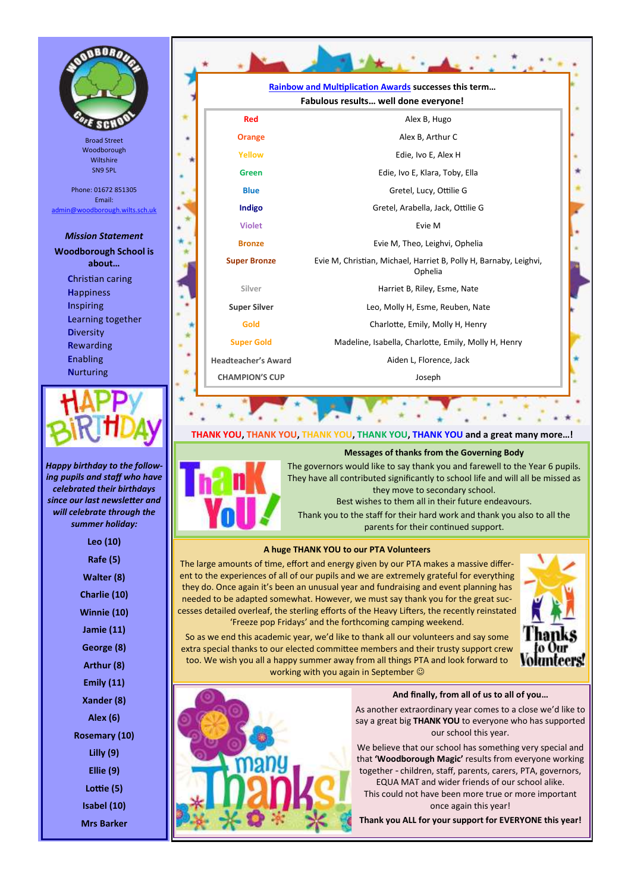Broad Street
Woodborough
Wiltshire
SN9 5PL

Phone: 01672 851305
Email:
admin@woodborough.wilts.sch.uk

### *Mission Statement*

**Woodborough School is about…**

- **C**hristian caring
- **H**appiness
- **I**nspiring
- **L**earning together
- **D**iversity
- **R**ewarding
- **E**nabling
- **N**urturing

***Happy birthday to the following pupils and staff who have celebrated their birthdays since our last newsletter and will celebrate through the summer holiday:***

**Leo (10)**
**Rafe (5)**
**Walter (8)**
**Charlie (10)**
**Winnie (10)**
**Jamie (11)**
**George (8)**
**Arthur (8)**
**Emily (11)**
**Xander (8)**
**Alex (6)**
**Rosemary (10)**
**Lilly (9)**
**Ellie (9)**
**Lottie (5)**
**Isabel (10)**
**Mrs Barker**

**Rainbow and Multiplication Awards successes this term…**
**Fabulous results… well done everyone!**

| | |
|---|---|
| **Red** | Alex B, Hugo |
| **Orange** | Alex B, Arthur C |
| **Yellow** | Edie, Ivo E, Alex H |
| **Green** | Edie, Ivo E, Klara, Toby, Ella |
| **Blue** | Gretel, Lucy, Ottilie G |
| **Indigo** | Gretel, Arabella, Jack, Ottilie G |
| **Violet** | Evie M |
| **Bronze** | Evie M, Theo, Leighvi, Ophelia |
| **Super Bronze** | Evie M, Christian, Michael, Harriet B, Polly H, Barnaby, Leighvi, Ophelia |
| **Silver** | Harriet B, Riley, Esme, Nate |
| **Super Silver** | Leo, Molly H, Esme, Reuben, Nate |
| **Gold** | Charlotte, Emily, Molly H, Henry |
| **Super Gold** | Madeline, Isabella, Charlotte, Emily, Molly H, Henry |
| **Headteacher's Award** | Aiden L, Florence, Jack |
| **CHAMPION'S CUP** | Joseph |

**THANK YOU, THANK YOU, THANK YOU, THANK YOU, THANK YOU and a great many more…!**

### Messages of thanks from the Governing Body

The governors would like to say thank you and farewell to the Year 6 pupils. They have all contributed significantly to school life and will all be missed as they move to secondary school.
Best wishes to them all in their future endeavours.
Thank you to the staff for their hard work and thank you also to all the parents for their continued support.

### A huge THANK YOU to our PTA Volunteers

The large amounts of time, effort and energy given by our PTA makes a massive difference to the experiences of all of our pupils and we are extremely grateful for everything they do. Once again it's been an unusual year and fundraising and event planning has needed to be adapted somewhat. However, we must say thank you for the great successes detailed overleaf, the sterling efforts of the Heavy Lifters, the recently reinstated 'Freeze pop Fridays' and the forthcoming camping weekend.

So as we end this academic year, we'd like to thank all our volunteers and say some extra special thanks to our elected committee members and their trusty support crew too. We wish you all a happy summer away from all things PTA and look forward to working with you again in September ☺

### And finally, from all of us to all of you…

As another extraordinary year comes to a close we'd like to say a great big **THANK YOU** to everyone who has supported our school this year.

We believe that our school has something very special and that **'Woodborough Magic'** results from everyone working together - children, staff, parents, carers, PTA, governors, EQUA MAT and wider friends of our school alike.
This could not have been more true or more important once again this year!

**Thank you ALL for your support for EVERYONE this year!**